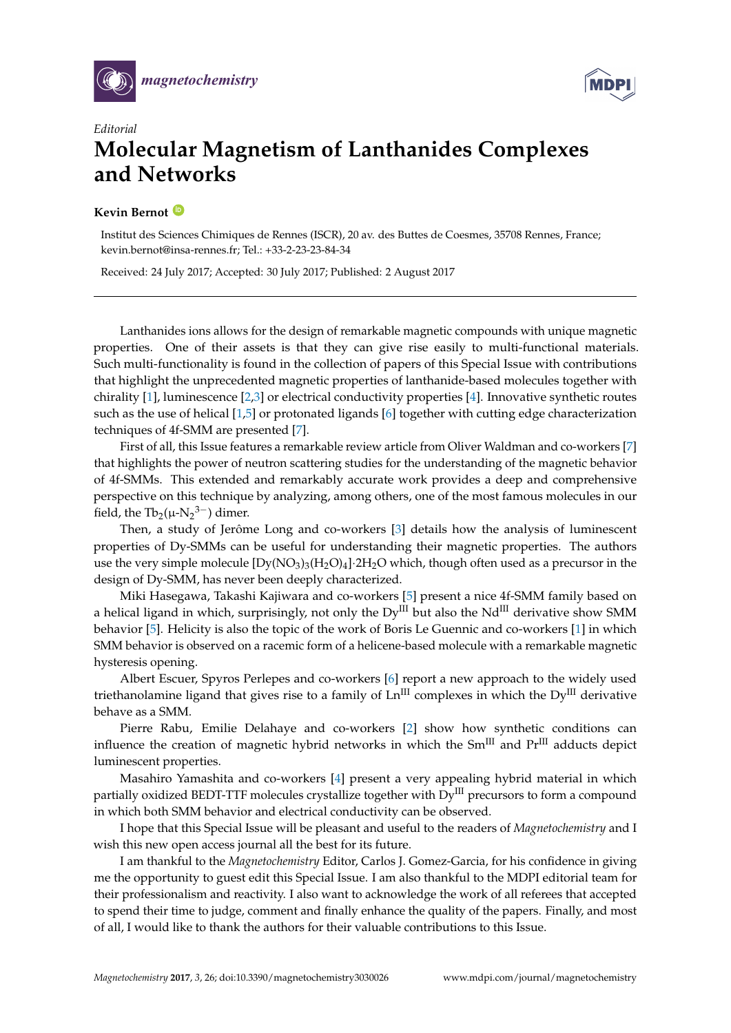*Editorial*

# Molecular Magnetism of Lanthanides Complexes and Networks

**Kevin Bernot**

Institut des Sciences Chimiques de Rennes (ISCR), 20 av. des Buttes de Coesmes, 35708 Rennes, France; kevin.bernot@insa-rennes.fr; Tel.: +33-2-23-23-84-34

Received: 24 July 2017; Accepted: 30 July 2017; Published: 2 August 2017

---

Lanthanides ions allows for the design of remarkable magnetic compounds with unique magnetic properties. One of their assets is that they can give rise easily to multi-functional materials. Such multi-functionality is found in the collection of papers of this Special Issue with contributions that highlight the unprecedented magnetic properties of lanthanide-based molecules together with chirality [1], luminescence [2,3] or electrical conductivity properties [4]. Innovative synthetic routes such as the use of helical [1,5] or protonated ligands [6] together with cutting edge characterization techniques of 4f-SMM are presented [7].

First of all, this Issue features a remarkable review article from Oliver Waldman and co-workers [7] that highlights the power of neutron scattering studies for the understanding of the magnetic behavior of 4f-SMMs. This extended and remarkably accurate work provides a deep and comprehensive perspective on this technique by analyzing, among others, one of the most famous molecules in our field, the $Tb_2(\mu\text{-}N_2^{3-})$ dimer.

Then, a study of Jerôme Long and co-workers [3] details how the analysis of luminescent properties of Dy-SMMs can be useful for understanding their magnetic properties. The authors use the very simple molecule $[Dy(NO_3)_3(H_2O)_4]\cdot 2H_2O$ which, though often used as a precursor in the design of Dy-SMM, has never been deeply characterized.

Miki Hasegawa, Takashi Kajiwara and co-workers [5] present a nice 4f-SMM family based on a helical ligand in which, surprisingly, not only the $Dy^{III}$ but also the $Nd^{III}$ derivative show SMM behavior [5]. Helicity is also the topic of the work of Boris Le Guennic and co-workers [1] in which SMM behavior is observed on a racemic form of a helicene-based molecule with a remarkable magnetic hysteresis opening.

Albert Escuer, Spyros Perlepes and co-workers [6] report a new approach to the widely used triethanolamine ligand that gives rise to a family of $Ln^{III}$ complexes in which the $Dy^{III}$ derivative behave as a SMM.

Pierre Rabu, Emilie Delahaye and co-workers [2] show how synthetic conditions can influence the creation of magnetic hybrid networks in which the $Sm^{III}$ and $Pr^{III}$ adducts depict luminescent properties.

Masahiro Yamashita and co-workers [4] present a very appealing hybrid material in which partially oxidized BEDT-TTF molecules crystallize together with $Dy^{III}$ precursors to form a compound in which both SMM behavior and electrical conductivity can be observed.

I hope that this Special Issue will be pleasant and useful to the readers of *Magnetochemistry* and I wish this new open access journal all the best for its future.

I am thankful to the *Magnetochemistry* Editor, Carlos J. Gomez-Garcia, for his confidence in giving me the opportunity to guest edit this Special Issue. I am also thankful to the MDPI editorial team for their professionalism and reactivity. I also want to acknowledge the work of all referees that accepted to spend their time to judge, comment and finally enhance the quality of the papers. Finally, and most of all, I would like to thank the authors for their valuable contributions to this Issue.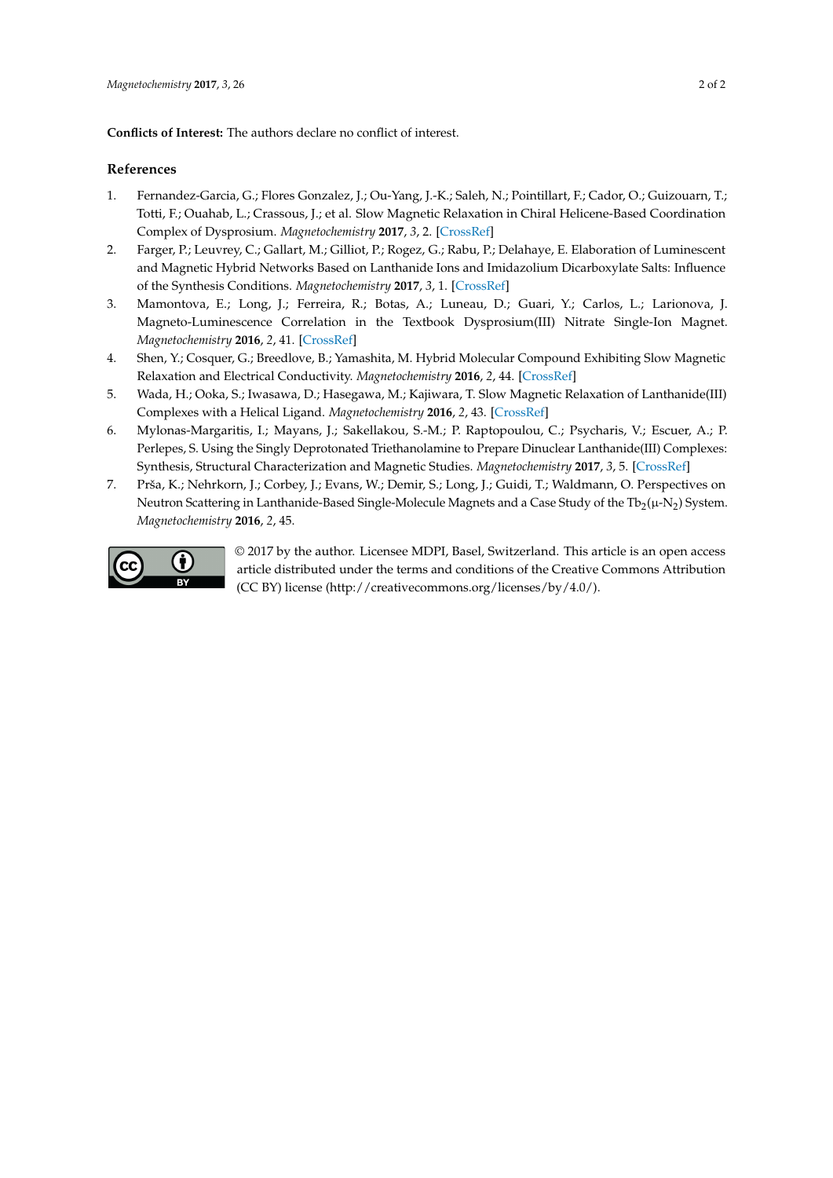**Conflicts of Interest:** The authors declare no conflict of interest.

## References

1. Fernandez-Garcia, G.; Flores Gonzalez, J.; Ou-Yang, J.-K.; Saleh, N.; Pointillart, F.; Cador, O.; Guizouarn, T.; Totti, F.; Ouahab, L.; Crassous, J.; et al. Slow Magnetic Relaxation in Chiral Helicene-Based Coordination Complex of Dysprosium. *Magnetochemistry* **2017**, *3*, 2. [CrossRef]
2. Farger, P.; Leuvrey, C.; Gallart, M.; Gilliot, P.; Rogez, G.; Rabu, P.; Delahaye, E. Elaboration of Luminescent and Magnetic Hybrid Networks Based on Lanthanide Ions and Imidazolium Dicarboxylate Salts: Influence of the Synthesis Conditions. *Magnetochemistry* **2017**, *3*, 1. [CrossRef]
3. Mamontova, E.; Long, J.; Ferreira, R.; Botas, A.; Luneau, D.; Guari, Y.; Carlos, L.; Larionova, J. Magneto-Luminescence Correlation in the Textbook Dysprosium(III) Nitrate Single-Ion Magnet. *Magnetochemistry* **2016**, *2*, 41. [CrossRef]
4. Shen, Y.; Cosquer, G.; Breedlove, B.; Yamashita, M. Hybrid Molecular Compound Exhibiting Slow Magnetic Relaxation and Electrical Conductivity. *Magnetochemistry* **2016**, *2*, 44. [CrossRef]
5. Wada, H.; Ooka, S.; Iwasawa, D.; Hasegawa, M.; Kajiwara, T. Slow Magnetic Relaxation of Lanthanide(III) Complexes with a Helical Ligand. *Magnetochemistry* **2016**, *2*, 43. [CrossRef]
6. Mylonas-Margaritis, I.; Mayans, J.; Sakellakou, S.-M.; P. Raptopoulou, C.; Psycharis, V.; Escuer, A.; P. Perlepes, S. Using the Singly Deprotonated Triethanolamine to Prepare Dinuclear Lanthanide(III) Complexes: Synthesis, Structural Characterization and Magnetic Studies. *Magnetochemistry* **2017**, *3*, 5. [CrossRef]
7. Prša, K.; Nehrkorn, J.; Corbey, J.; Evans, W.; Demir, S.; Long, J.; Guidi, T.; Waldmann, O. Perspectives on Neutron Scattering in Lanthanide-Based Single-Molecule Magnets and a Case Study of the $Tb_2(\mu\text{-}N_2)$ System. *Magnetochemistry* **2016**, *2*, 45.

© 2017 by the author. Licensee MDPI, Basel, Switzerland. This article is an open access article distributed under the terms and conditions of the Creative Commons Attribution (CC BY) license (http://creativecommons.org/licenses/by/4.0/).